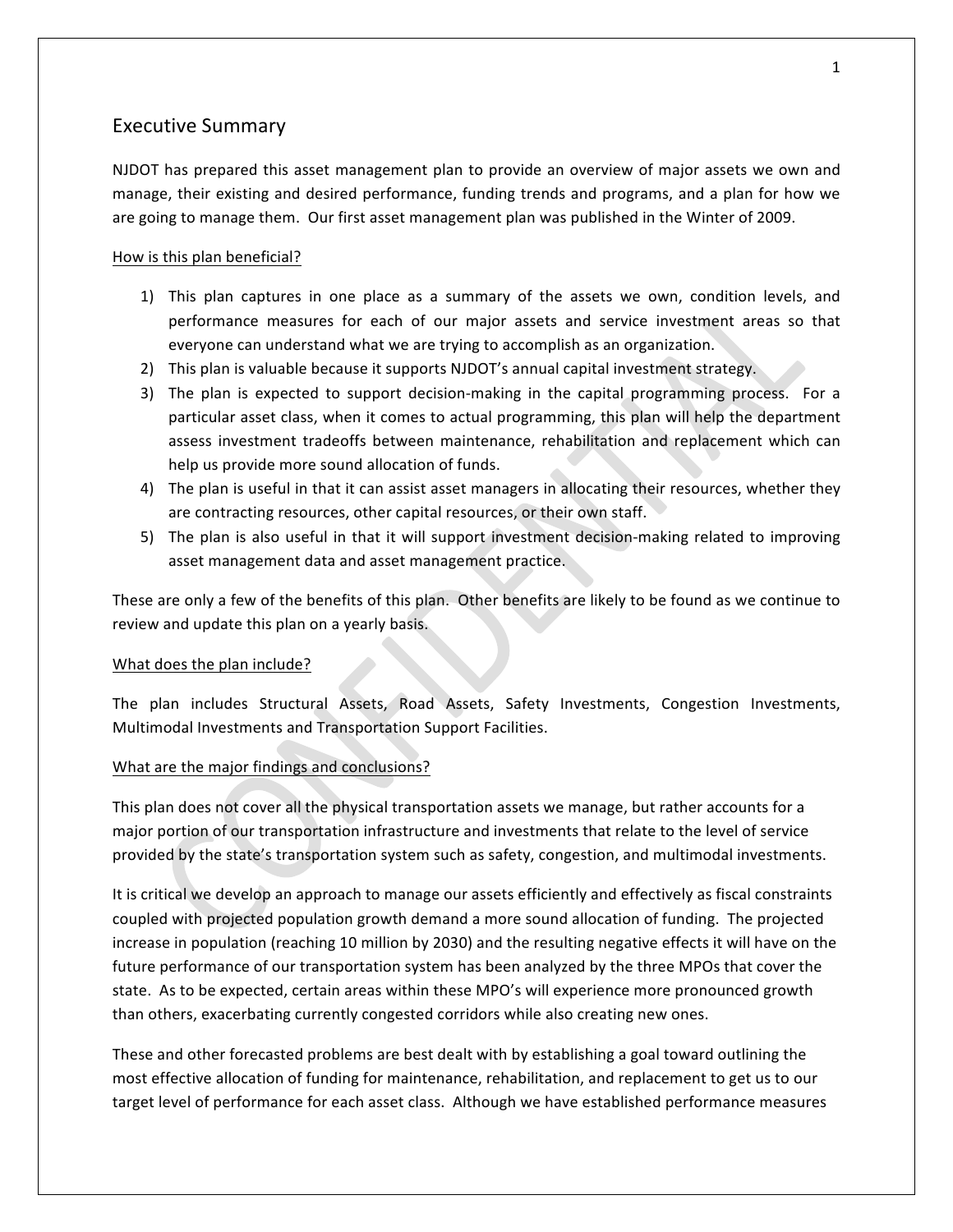# Executive Summary

NJDOT has prepared this asset management plan to provide an overview of major assets we own and manage, their existing and desired performance, funding trends and programs, and a plan for how we are going to manage them. Our first asset management plan was published in the Winter of 2009.

How is this plan beneficial?

1) This plan captures in one place as a summary of the assets we own, condition levels, and performance measures for each of our major assets and service investment areas so that everyone can understand what we are trying to accomplish as an organization.
2) This plan is valuable because it supports NJDOT's annual capital investment strategy.
3) The plan is expected to support decision-making in the capital programming process. For a particular asset class, when it comes to actual programming, this plan will help the department assess investment tradeoffs between maintenance, rehabilitation and replacement which can help us provide more sound allocation of funds.
4) The plan is useful in that it can assist asset managers in allocating their resources, whether they are contracting resources, other capital resources, or their own staff.
5) The plan is also useful in that it will support investment decision-making related to improving asset management data and asset management practice.

These are only a few of the benefits of this plan. Other benefits are likely to be found as we continue to review and update this plan on a yearly basis.

What does the plan include?

The plan includes Structural Assets, Road Assets, Safety Investments, Congestion Investments, Multimodal Investments and Transportation Support Facilities.

What are the major findings and conclusions?

This plan does not cover all the physical transportation assets we manage, but rather accounts for a major portion of our transportation infrastructure and investments that relate to the level of service provided by the state's transportation system such as safety, congestion, and multimodal investments.

It is critical we develop an approach to manage our assets efficiently and effectively as fiscal constraints coupled with projected population growth demand a more sound allocation of funding. The projected increase in population (reaching 10 million by 2030) and the resulting negative effects it will have on the future performance of our transportation system has been analyzed by the three MPOs that cover the state. As to be expected, certain areas within these MPO's will experience more pronounced growth than others, exacerbating currently congested corridors while also creating new ones.

These and other forecasted problems are best dealt with by establishing a goal toward outlining the most effective allocation of funding for maintenance, rehabilitation, and replacement to get us to our target level of performance for each asset class. Although we have established performance measures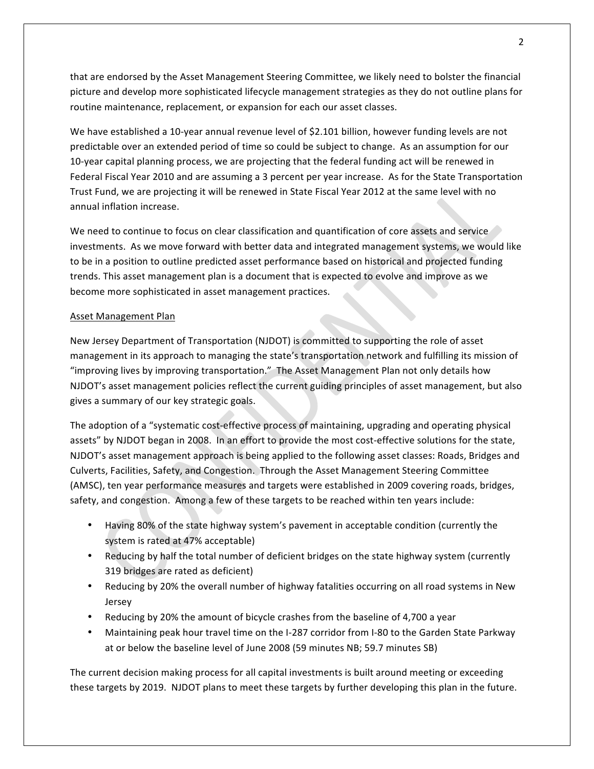that are endorsed by the Asset Management Steering Committee, we likely need to bolster the financial picture and develop more sophisticated lifecycle management strategies as they do not outline plans for routine maintenance, replacement, or expansion for each our asset classes.

We have established a 10-year annual revenue level of $2.101 billion, however funding levels are not predictable over an extended period of time so could be subject to change. As an assumption for our 10-year capital planning process, we are projecting that the federal funding act will be renewed in Federal Fiscal Year 2010 and are assuming a 3 percent per year increase. As for the State Transportation Trust Fund, we are projecting it will be renewed in State Fiscal Year 2012 at the same level with no annual inflation increase.

We need to continue to focus on clear classification and quantification of core assets and service investments. As we move forward with better data and integrated management systems, we would like to be in a position to outline predicted asset performance based on historical and projected funding trends. This asset management plan is a document that is expected to evolve and improve as we become more sophisticated in asset management practices.

<u>Asset Management Plan</u>

New Jersey Department of Transportation (NJDOT) is committed to supporting the role of asset management in its approach to managing the state's transportation network and fulfilling its mission of "improving lives by improving transportation." The Asset Management Plan not only details how NJDOT's asset management policies reflect the current guiding principles of asset management, but also gives a summary of our key strategic goals.

The adoption of a "systematic cost-effective process of maintaining, upgrading and operating physical assets" by NJDOT began in 2008. In an effort to provide the most cost-effective solutions for the state, NJDOT's asset management approach is being applied to the following asset classes: Roads, Bridges and Culverts, Facilities, Safety, and Congestion. Through the Asset Management Steering Committee (AMSC), ten year performance measures and targets were established in 2009 covering roads, bridges, safety, and congestion. Among a few of these targets to be reached within ten years include:

- Having 80% of the state highway system's pavement in acceptable condition (currently the system is rated at 47% acceptable)
- Reducing by half the total number of deficient bridges on the state highway system (currently 319 bridges are rated as deficient)
- Reducing by 20% the overall number of highway fatalities occurring on all road systems in New Jersey
- Reducing by 20% the amount of bicycle crashes from the baseline of 4,700 a year
- Maintaining peak hour travel time on the I-287 corridor from I-80 to the Garden State Parkway at or below the baseline level of June 2008 (59 minutes NB; 59.7 minutes SB)

The current decision making process for all capital investments is built around meeting or exceeding these targets by 2019. NJDOT plans to meet these targets by further developing this plan in the future.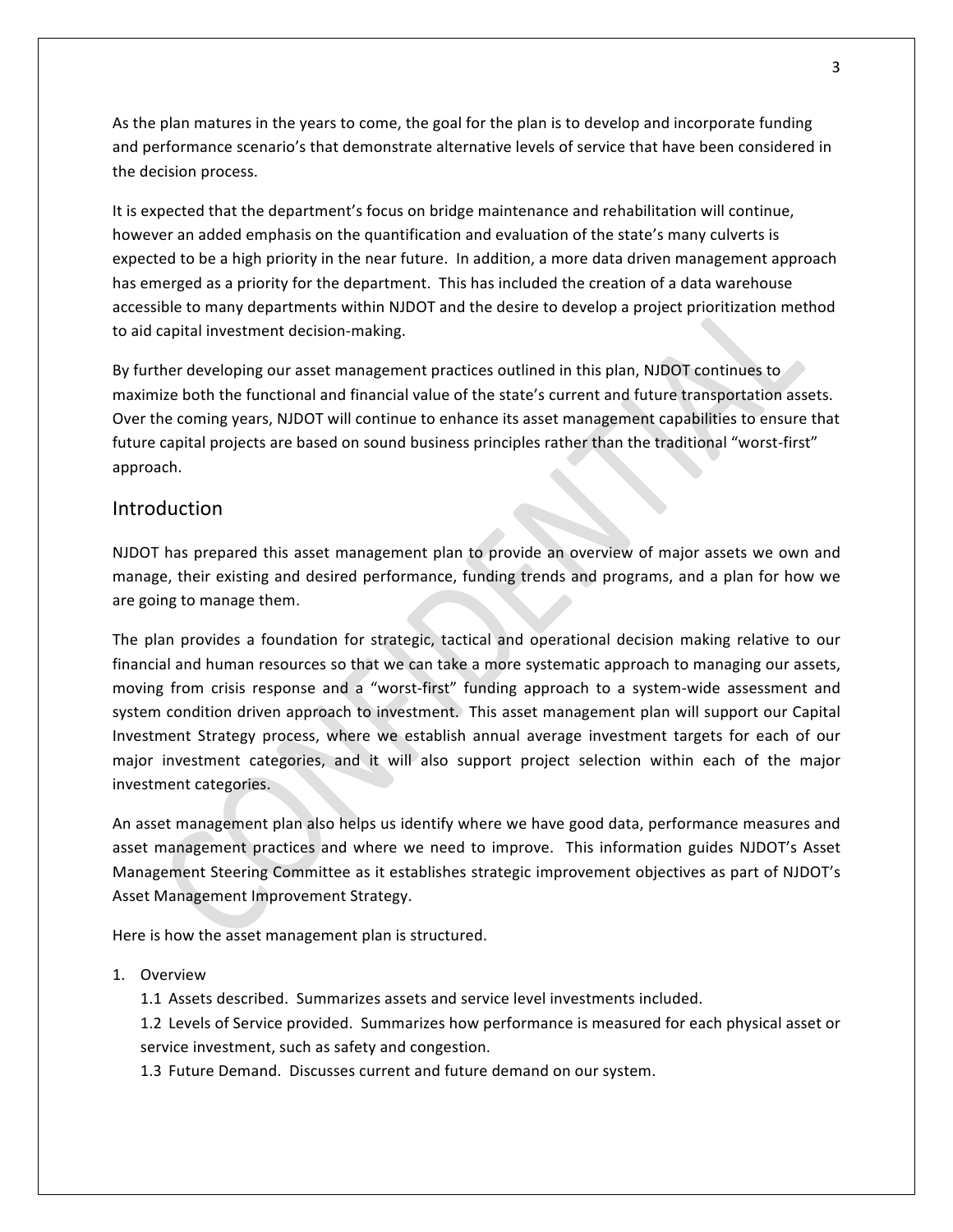As the plan matures in the years to come, the goal for the plan is to develop and incorporate funding and performance scenario's that demonstrate alternative levels of service that have been considered in the decision process.

It is expected that the department's focus on bridge maintenance and rehabilitation will continue, however an added emphasis on the quantification and evaluation of the state's many culverts is expected to be a high priority in the near future. In addition, a more data driven management approach has emerged as a priority for the department. This has included the creation of a data warehouse accessible to many departments within NJDOT and the desire to develop a project prioritization method to aid capital investment decision-making.

By further developing our asset management practices outlined in this plan, NJDOT continues to maximize both the functional and financial value of the state's current and future transportation assets. Over the coming years, NJDOT will continue to enhance its asset management capabilities to ensure that future capital projects are based on sound business principles rather than the traditional "worst-first" approach.

## Introduction

NJDOT has prepared this asset management plan to provide an overview of major assets we own and manage, their existing and desired performance, funding trends and programs, and a plan for how we are going to manage them.

The plan provides a foundation for strategic, tactical and operational decision making relative to our financial and human resources so that we can take a more systematic approach to managing our assets, moving from crisis response and a "worst-first" funding approach to a system-wide assessment and system condition driven approach to investment. This asset management plan will support our Capital Investment Strategy process, where we establish annual average investment targets for each of our major investment categories, and it will also support project selection within each of the major investment categories.

An asset management plan also helps us identify where we have good data, performance measures and asset management practices and where we need to improve. This information guides NJDOT's Asset Management Steering Committee as it establishes strategic improvement objectives as part of NJDOT's Asset Management Improvement Strategy.

Here is how the asset management plan is structured.

1. Overview
   - 1.1 Assets described. Summarizes assets and service level investments included.
   - 1.2 Levels of Service provided. Summarizes how performance is measured for each physical asset or service investment, such as safety and congestion.
   - 1.3 Future Demand. Discusses current and future demand on our system.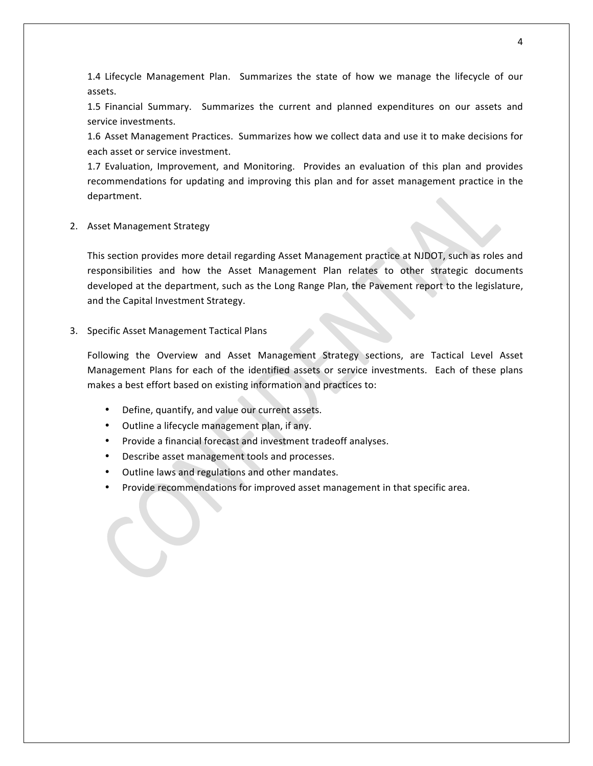1.4 Lifecycle Management Plan. Summarizes the state of how we manage the lifecycle of our assets.

1.5 Financial Summary. Summarizes the current and planned expenditures on our assets and service investments.

1.6 Asset Management Practices. Summarizes how we collect data and use it to make decisions for each asset or service investment.

1.7 Evaluation, Improvement, and Monitoring. Provides an evaluation of this plan and provides recommendations for updating and improving this plan and for asset management practice in the department.

## 2. Asset Management Strategy

This section provides more detail regarding Asset Management practice at NJDOT, such as roles and responsibilities and how the Asset Management Plan relates to other strategic documents developed at the department, such as the Long Range Plan, the Pavement report to the legislature, and the Capital Investment Strategy.

## 3. Specific Asset Management Tactical Plans

Following the Overview and Asset Management Strategy sections, are Tactical Level Asset Management Plans for each of the identified assets or service investments. Each of these plans makes a best effort based on existing information and practices to:

- Define, quantify, and value our current assets.
- Outline a lifecycle management plan, if any.
- Provide a financial forecast and investment tradeoff analyses.
- Describe asset management tools and processes.
- Outline laws and regulations and other mandates.
- Provide recommendations for improved asset management in that specific area.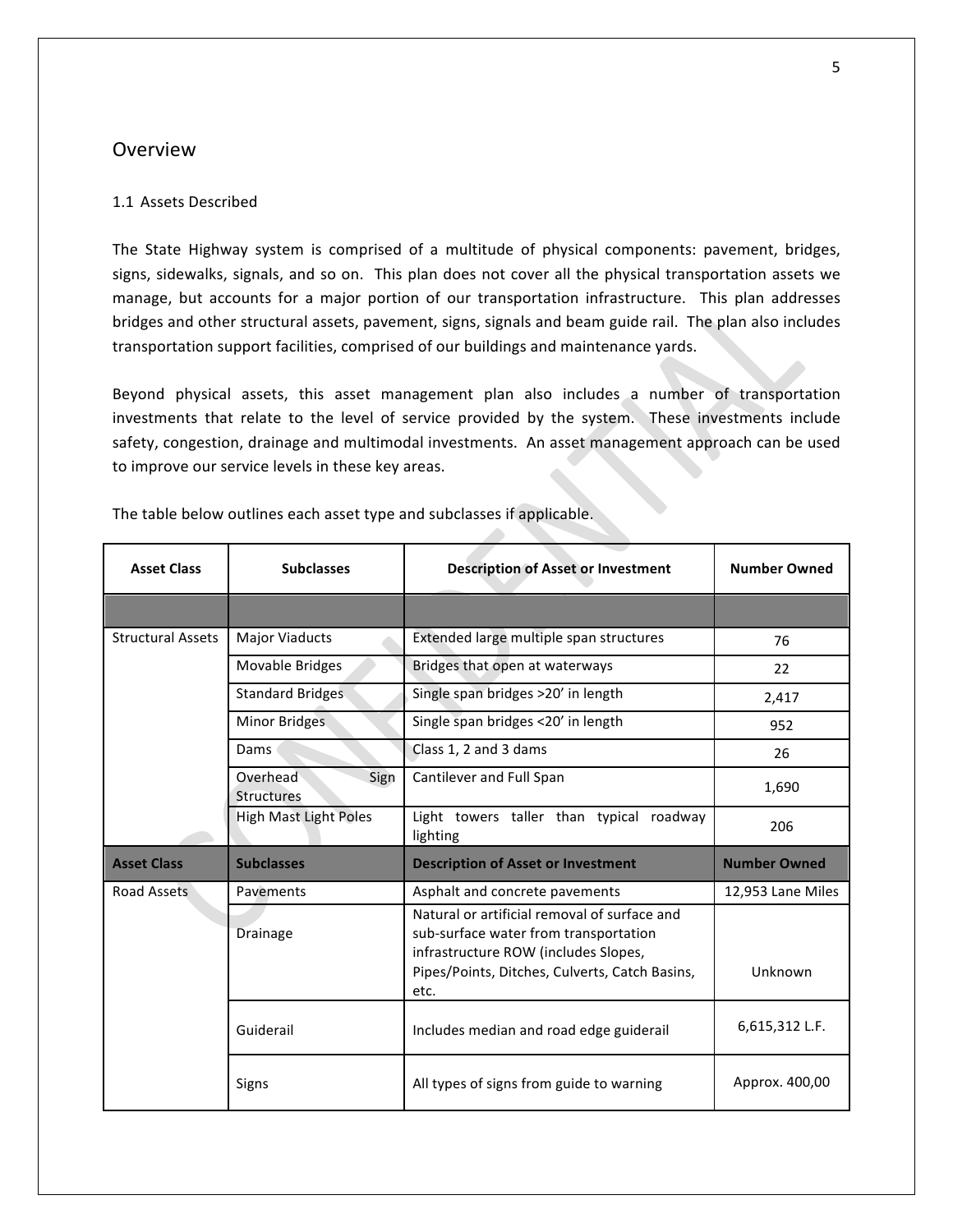## Overview

### 1.1 Assets Described

The State Highway system is comprised of a multitude of physical components: pavement, bridges, signs, sidewalks, signals, and so on. This plan does not cover all the physical transportation assets we manage, but accounts for a major portion of our transportation infrastructure. This plan addresses bridges and other structural assets, pavement, signs, signals and beam guide rail. The plan also includes transportation support facilities, comprised of our buildings and maintenance yards.

Beyond physical assets, this asset management plan also includes a number of transportation investments that relate to the level of service provided by the system. These investments include safety, congestion, drainage and multimodal investments. An asset management approach can be used to improve our service levels in these key areas.

The table below outlines each asset type and subclasses if applicable.

| Asset Class | Subclasses | Description of Asset or Investment | Number Owned |
|---|---|---|---|
| | | | |
| Structural Assets | Major Viaducts | Extended large multiple span structures | 76 |
| | Movable Bridges | Bridges that open at waterways | 22 |
| | Standard Bridges | Single span bridges >20' in length | 2,417 |
| | Minor Bridges | Single span bridges <20' in length | 952 |
| | Dams | Class 1, 2 and 3 dams | 26 |
| | Overhead Sign Structures | Cantilever and Full Span | 1,690 |
| | High Mast Light Poles | Light towers taller than typical roadway lighting | 206 |
| **Asset Class** | **Subclasses** | **Description of Asset or Investment** | **Number Owned** |
| Road Assets | Pavements | Asphalt and concrete pavements | 12,953 Lane Miles |
| | Drainage | Natural or artificial removal of surface and sub-surface water from transportation infrastructure ROW (includes Slopes, Pipes/Points, Ditches, Culverts, Catch Basins, etc. | Unknown |
| | Guiderail | Includes median and road edge guiderail | 6,615,312 L.F. |
| | Signs | All types of signs from guide to warning | Approx. 400,00 |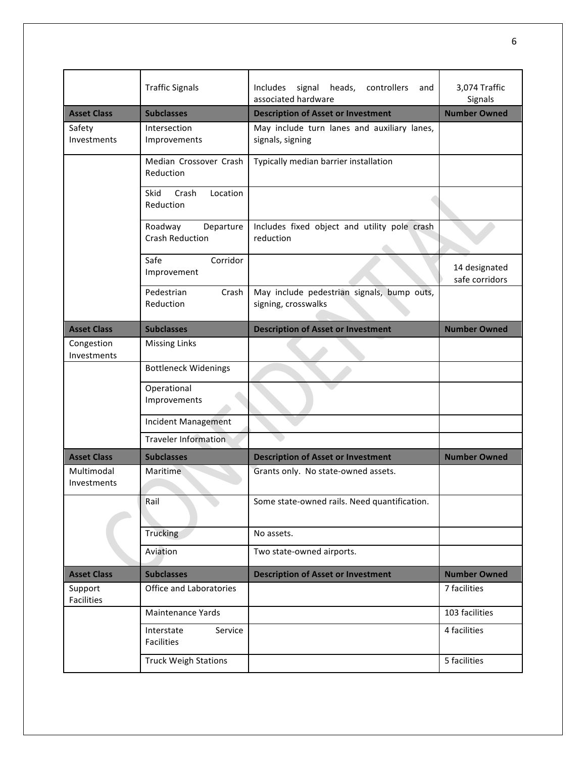| | | | |
|---|---|---|---|
| | Traffic Signals | Includes signal heads, controllers and associated hardware | 3,074 Traffic Signals |
| **Asset Class** | **Subclasses** | **Description of Asset or Investment** | **Number Owned** |
| Safety Investments | Intersection Improvements | May include turn lanes and auxiliary lanes, signals, signing | |
| | Median Crossover Crash Reduction | Typically median barrier installation | |
| | Skid Crash Location Reduction | | |
| | Roadway Departure Crash Reduction | Includes fixed object and utility pole crash reduction | |
| | Safe Corridor Improvement | | 14 designated safe corridors |
| | Pedestrian Crash Reduction | May include pedestrian signals, bump outs, signing, crosswalks | |
| **Asset Class** | **Subclasses** | **Description of Asset or Investment** | **Number Owned** |
| Congestion Investments | Missing Links | | |
| | Bottleneck Widenings | | |
| | Operational Improvements | | |
| | Incident Management | | |
| | Traveler Information | | |
| **Asset Class** | **Subclasses** | **Description of Asset or Investment** | **Number Owned** |
| Multimodal Investments | Maritime | Grants only. No state-owned assets. | |
| | Rail | Some state-owned rails. Need quantification. | |
| | Trucking | No assets. | |
| | Aviation | Two state-owned airports. | |
| **Asset Class** | **Subclasses** | **Description of Asset or Investment** | **Number Owned** |
| Support Facilities | Office and Laboratories | | 7 facilities |
| | Maintenance Yards | | 103 facilities |
| | Interstate Service Facilities | | 4 facilities |
| | Truck Weigh Stations | | 5 facilities |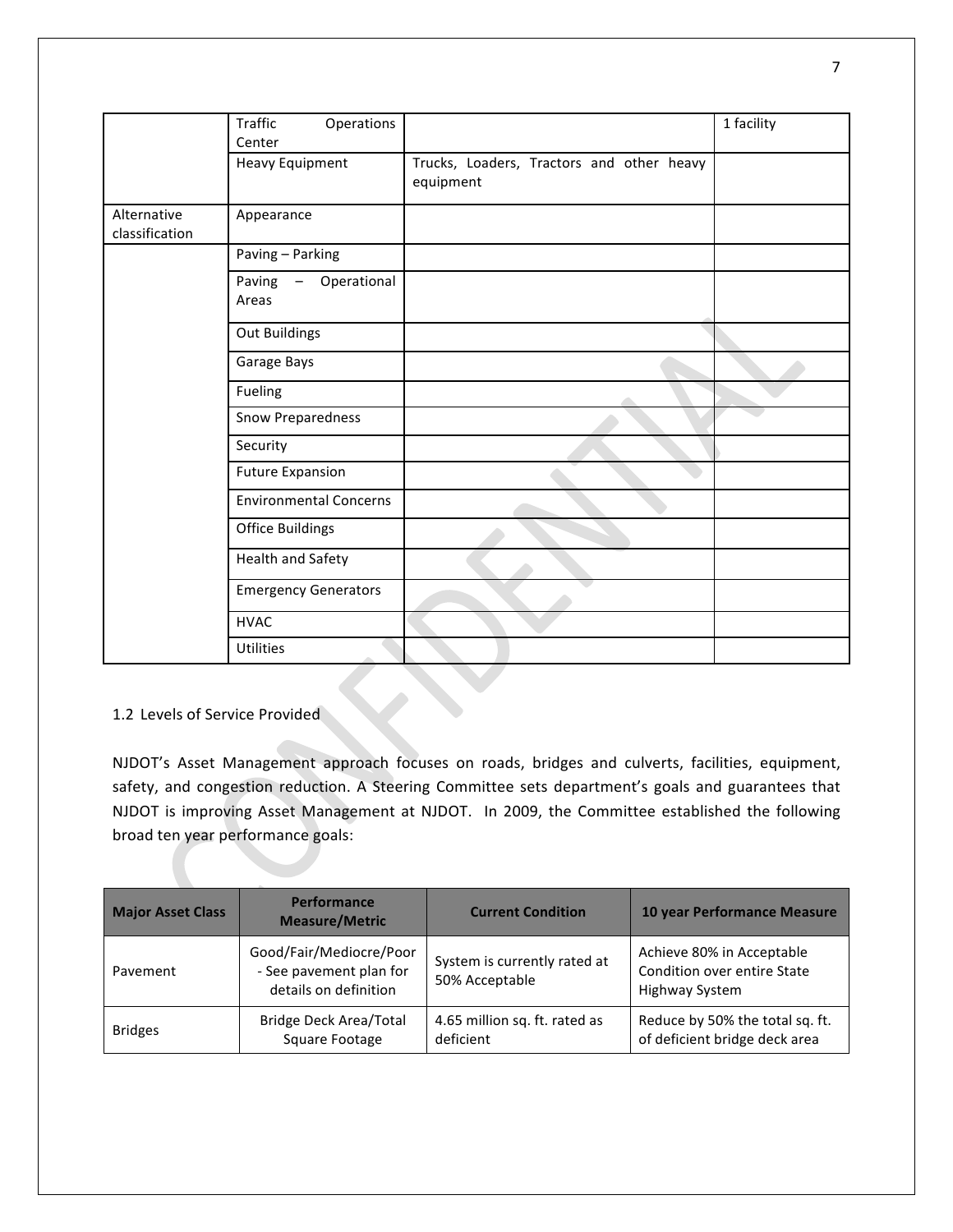| | | | |
|---|---|---|---|
| | Traffic Operations Center | | 1 facility |
| | Heavy Equipment | Trucks, Loaders, Tractors and other heavy equipment | |
| Alternative classification | Appearance | | |
| | Paving – Parking | | |
| | Paving – Operational Areas | | |
| | Out Buildings | | |
| | Garage Bays | | |
| | Fueling | | |
| | Snow Preparedness | | |
| | Security | | |
| | Future Expansion | | |
| | Environmental Concerns | | |
| | Office Buildings | | |
| | Health and Safety | | |
| | Emergency Generators | | |
| | HVAC | | |
| | Utilities | | |

## 1.2 Levels of Service Provided

NJDOT's Asset Management approach focuses on roads, bridges and culverts, facilities, equipment, safety, and congestion reduction. A Steering Committee sets department's goals and guarantees that NJDOT is improving Asset Management at NJDOT. In 2009, the Committee established the following broad ten year performance goals:

| Major Asset Class | Performance Measure/Metric | Current Condition | 10 year Performance Measure |
|---|---|---|---|
| Pavement | Good/Fair/Mediocre/Poor - See pavement plan for details on definition | System is currently rated at 50% Acceptable | Achieve 80% in Acceptable Condition over entire State Highway System |
| Bridges | Bridge Deck Area/Total Square Footage | 4.65 million sq. ft. rated as deficient | Reduce by 50% the total sq. ft. of deficient bridge deck area |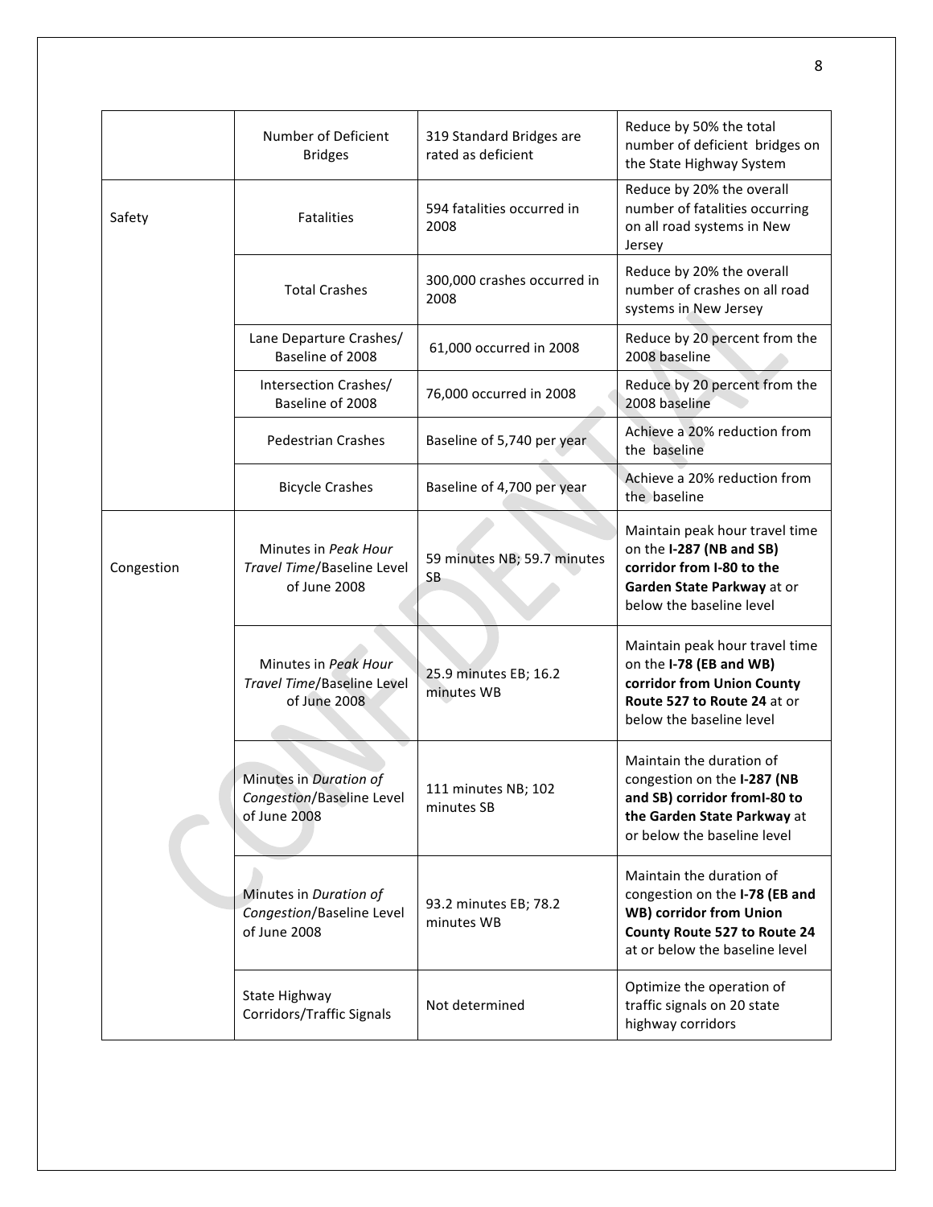| | | | |
|---|---|---|---|
| | Number of Deficient Bridges | 319 Standard Bridges are rated as deficient | Reduce by 50% the total number of deficient bridges on the State Highway System |
| Safety | Fatalities | 594 fatalities occurred in 2008 | Reduce by 20% the overall number of fatalities occurring on all road systems in New Jersey |
| | Total Crashes | 300,000 crashes occurred in 2008 | Reduce by 20% the overall number of crashes on all road systems in New Jersey |
| | Lane Departure Crashes/ Baseline of 2008 | 61,000 occurred in 2008 | Reduce by 20 percent from the 2008 baseline |
| | Intersection Crashes/ Baseline of 2008 | 76,000 occurred in 2008 | Reduce by 20 percent from the 2008 baseline |
| | Pedestrian Crashes | Baseline of 5,740 per year | Achieve a 20% reduction from the baseline |
| | Bicycle Crashes | Baseline of 4,700 per year | Achieve a 20% reduction from the baseline |
| Congestion | Minutes in *Peak Hour Travel Time*/Baseline Level of June 2008 | 59 minutes NB; 59.7 minutes SB | Maintain peak hour travel time on the **I-287 (NB and SB) corridor from I-80 to the Garden State Parkway** at or below the baseline level |
| | Minutes in *Peak Hour Travel Time*/Baseline Level of June 2008 | 25.9 minutes EB; 16.2 minutes WB | Maintain peak hour travel time on the **I-78 (EB and WB) corridor from Union County Route 527 to Route 24** at or below the baseline level |
| | Minutes in *Duration of Congestion*/Baseline Level of June 2008 | 111 minutes NB; 102 minutes SB | Maintain the duration of congestion on the **I-287 (NB and SB) corridor fromI-80 to the Garden State Parkway** at or below the baseline level |
| | Minutes in *Duration of Congestion*/Baseline Level of June 2008 | 93.2 minutes EB; 78.2 minutes WB | Maintain the duration of congestion on the **I-78 (EB and WB) corridor from Union County Route 527 to Route 24** at or below the baseline level |
| | State Highway Corridors/Traffic Signals | Not determined | Optimize the operation of traffic signals on 20 state highway corridors |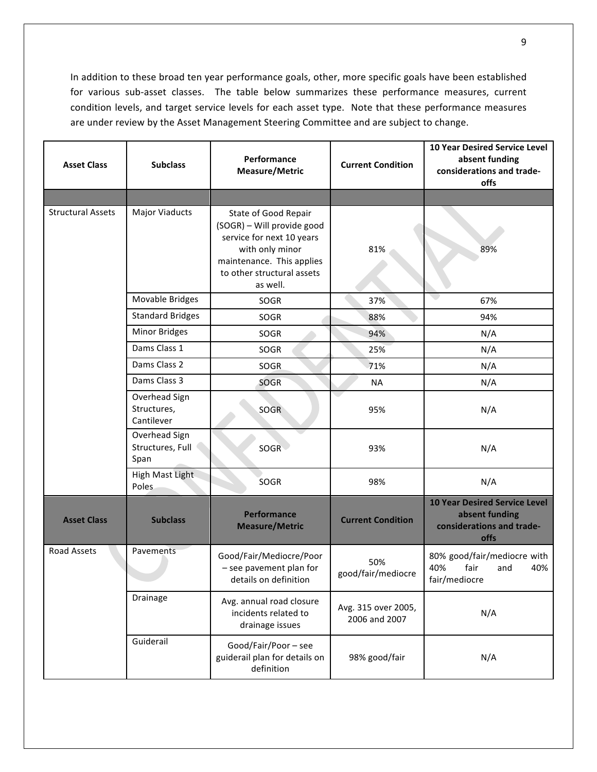In addition to these broad ten year performance goals, other, more specific goals have been established for various sub-asset classes. The table below summarizes these performance measures, current condition levels, and target service levels for each asset type. Note that these performance measures are under review by the Asset Management Steering Committee and are subject to change.

| Asset Class | Subclass | Performance Measure/Metric | Current Condition | 10 Year Desired Service Level absent funding considerations and trade-offs |
|---|---|---|---|---|
| | | | | |
| Structural Assets | Major Viaducts | State of Good Repair (SOGR) – Will provide good service for next 10 years with only minor maintenance. This applies to other structural assets as well. | 81% | 89% |
| | Movable Bridges | SOGR | 37% | 67% |
| | Standard Bridges | SOGR | 88% | 94% |
| | Minor Bridges | SOGR | 94% | N/A |
| | Dams Class 1 | SOGR | 25% | N/A |
| | Dams Class 2 | SOGR | 71% | N/A |
| | Dams Class 3 | SOGR | NA | N/A |
| | Overhead Sign Structures, Cantilever | SOGR | 95% | N/A |
| | Overhead Sign Structures, Full Span | SOGR | 93% | N/A |
| | High Mast Light Poles | SOGR | 98% | N/A |
| **Asset Class** | **Subclass** | **Performance Measure/Metric** | **Current Condition** | **10 Year Desired Service Level absent funding considerations and trade-offs** |
| Road Assets | Pavements | Good/Fair/Mediocre/Poor – see pavement plan for details on definition | 50% good/fair/mediocre | 80% good/fair/mediocre with 40% fair and 40% fair/mediocre |
| | Drainage | Avg. annual road closure incidents related to drainage issues | Avg. 315 over 2005, 2006 and 2007 | N/A |
| | Guiderail | Good/Fair/Poor – see guiderail plan for details on definition | 98% good/fair | N/A |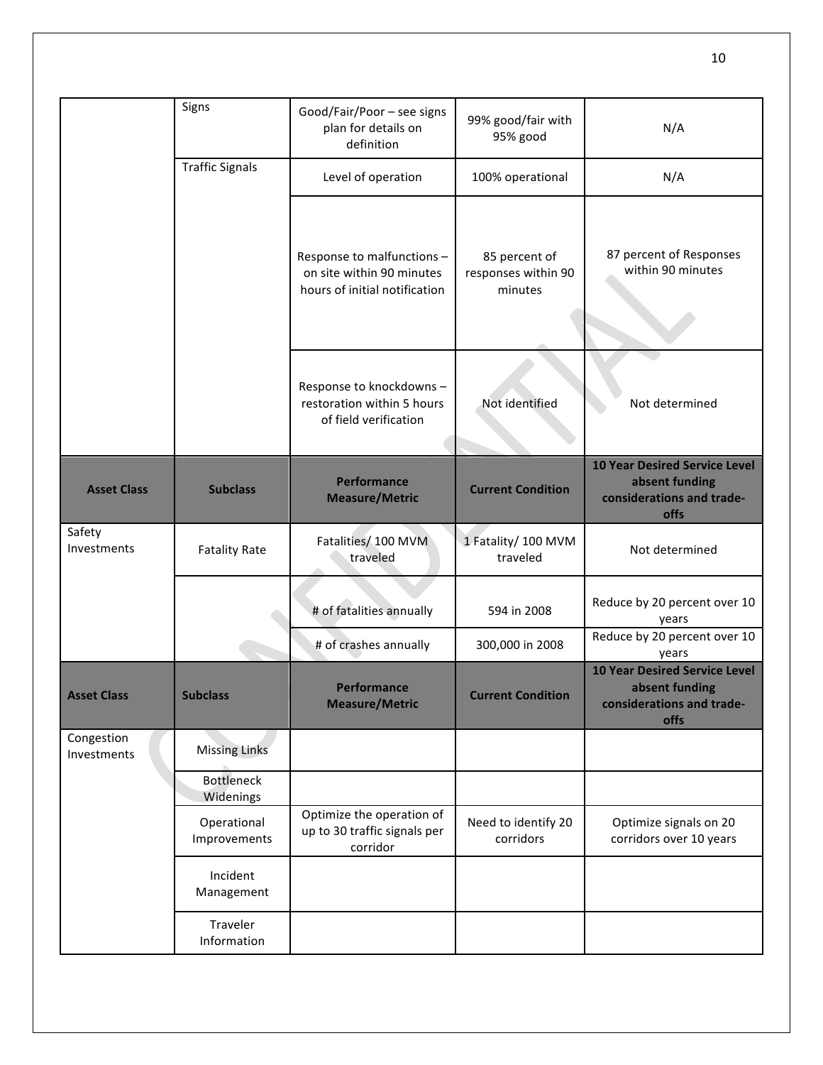|  | Signs | Good/Fair/Poor – see signs plan for details on definition | 99% good/fair with 95% good | N/A |
|---|---|---|---|---|
|  | Traffic Signals | Level of operation | 100% operational | N/A |
|  |  | Response to malfunctions – on site within 90 minutes hours of initial notification | 85 percent of responses within 90 minutes | 87 percent of Responses within 90 minutes |
|  |  | Response to knockdowns – restoration within 5 hours of field verification | Not identified | Not determined |

| **Asset Class** | **Subclass** | **Performance Measure/Metric** | **Current Condition** | **10 Year Desired Service Level absent funding considerations and trade-offs** |
|---|---|---|---|---|
| Safety Investments | Fatality Rate | Fatalities/ 100 MVM traveled | 1 Fatality/ 100 MVM traveled | Not determined |
|  |  | # of fatalities annually | 594 in 2008 | Reduce by 20 percent over 10 years |
|  |  | # of crashes annually | 300,000 in 2008 | Reduce by 20 percent over 10 years |

| **Asset Class** | **Subclass** | **Performance Measure/Metric** | **Current Condition** | **10 Year Desired Service Level absent funding considerations and trade-offs** |
|---|---|---|---|---|
| Congestion Investments | Missing Links |  |  |  |
|  | Bottleneck Widenings |  |  |  |
|  | Operational Improvements | Optimize the operation of up to 30 traffic signals per corridor | Need to identify 20 corridors | Optimize signals on 20 corridors over 10 years |
|  | Incident Management |  |  |  |
|  | Traveler Information |  |  |  |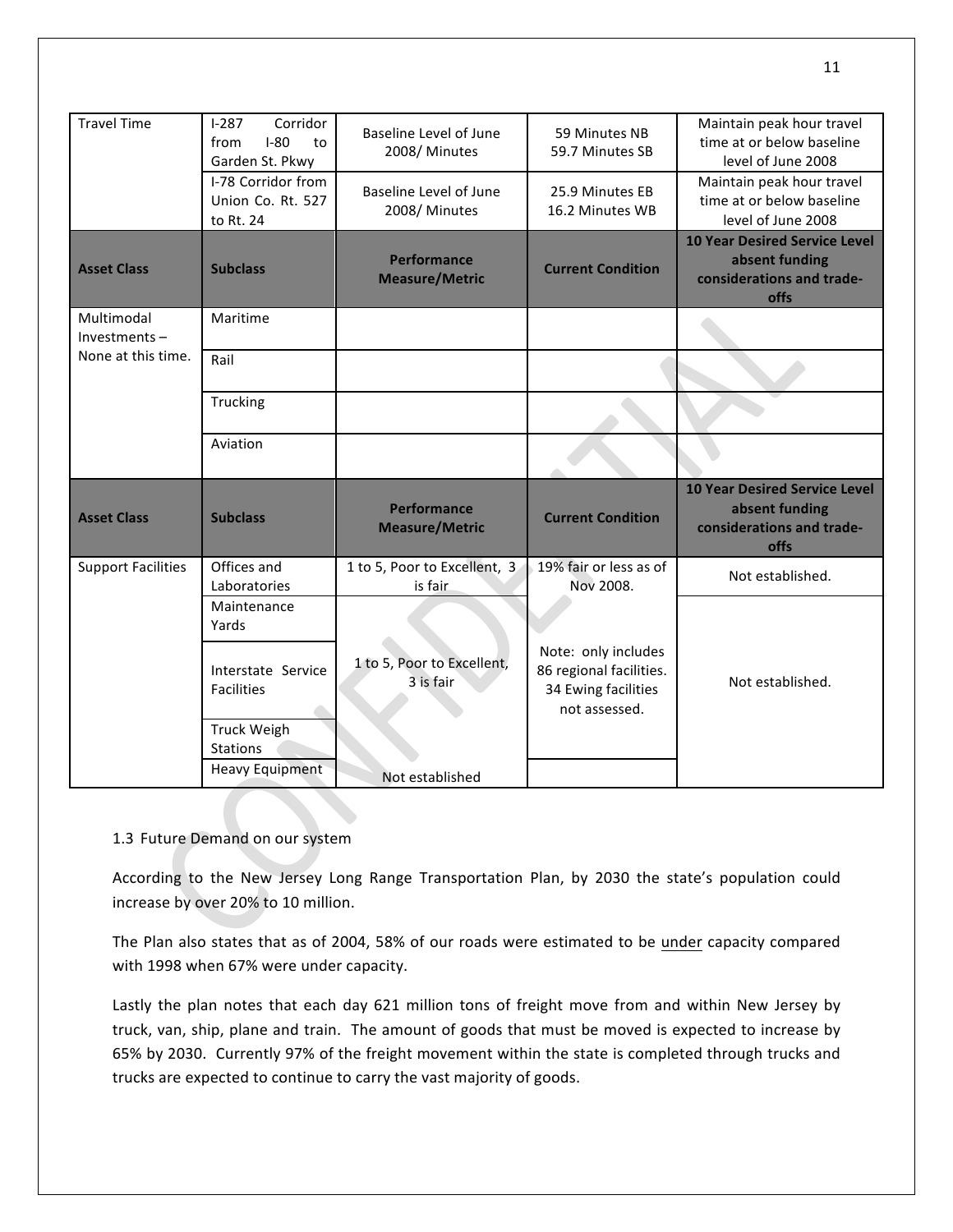| Travel Time | I-287 Corridor from I-80 to Garden St. Pkwy | Baseline Level of June 2008/ Minutes | 59 Minutes NB<br>59.7 Minutes SB | Maintain peak hour travel time at or below baseline level of June 2008 |
|---|---|---|---|---|
| | I-78 Corridor from Union Co. Rt. 527 to Rt. 24 | Baseline Level of June 2008/ Minutes | 25.9 Minutes EB<br>16.2 Minutes WB | Maintain peak hour travel time at or below baseline level of June 2008 |
| **Asset Class** | **Subclass** | **Performance Measure/Metric** | **Current Condition** | **10 Year Desired Service Level absent funding considerations and trade-offs** |
| Multimodal Investments – None at this time. | Maritime | | | |
| | Rail | | | |
| | Trucking | | | |
| | Aviation | | | |
| **Asset Class** | **Subclass** | **Performance Measure/Metric** | **Current Condition** | **10 Year Desired Service Level absent funding considerations and trade-offs** |
| Support Facilities | Offices and Laboratories | 1 to 5, Poor to Excellent, 3 is fair | 19% fair or less as of Nov 2008.<br><br>Note: only includes 86 regional facilities. 34 Ewing facilities not assessed. | Not established. |
| | Maintenance Yards | 1 to 5, Poor to Excellent, 3 is fair | | Not established. |
| | Interstate Service Facilities | | | |
| | Truck Weigh Stations | | | |
| | Heavy Equipment | Not established | | |

1.3 Future Demand on our system

According to the New Jersey Long Range Transportation Plan, by 2030 the state's population could increase by over 20% to 10 million.

The Plan also states that as of 2004, 58% of our roads were estimated to be under capacity compared with 1998 when 67% were under capacity.

Lastly the plan notes that each day 621 million tons of freight move from and within New Jersey by truck, van, ship, plane and train. The amount of goods that must be moved is expected to increase by 65% by 2030. Currently 97% of the freight movement within the state is completed through trucks and trucks are expected to continue to carry the vast majority of goods.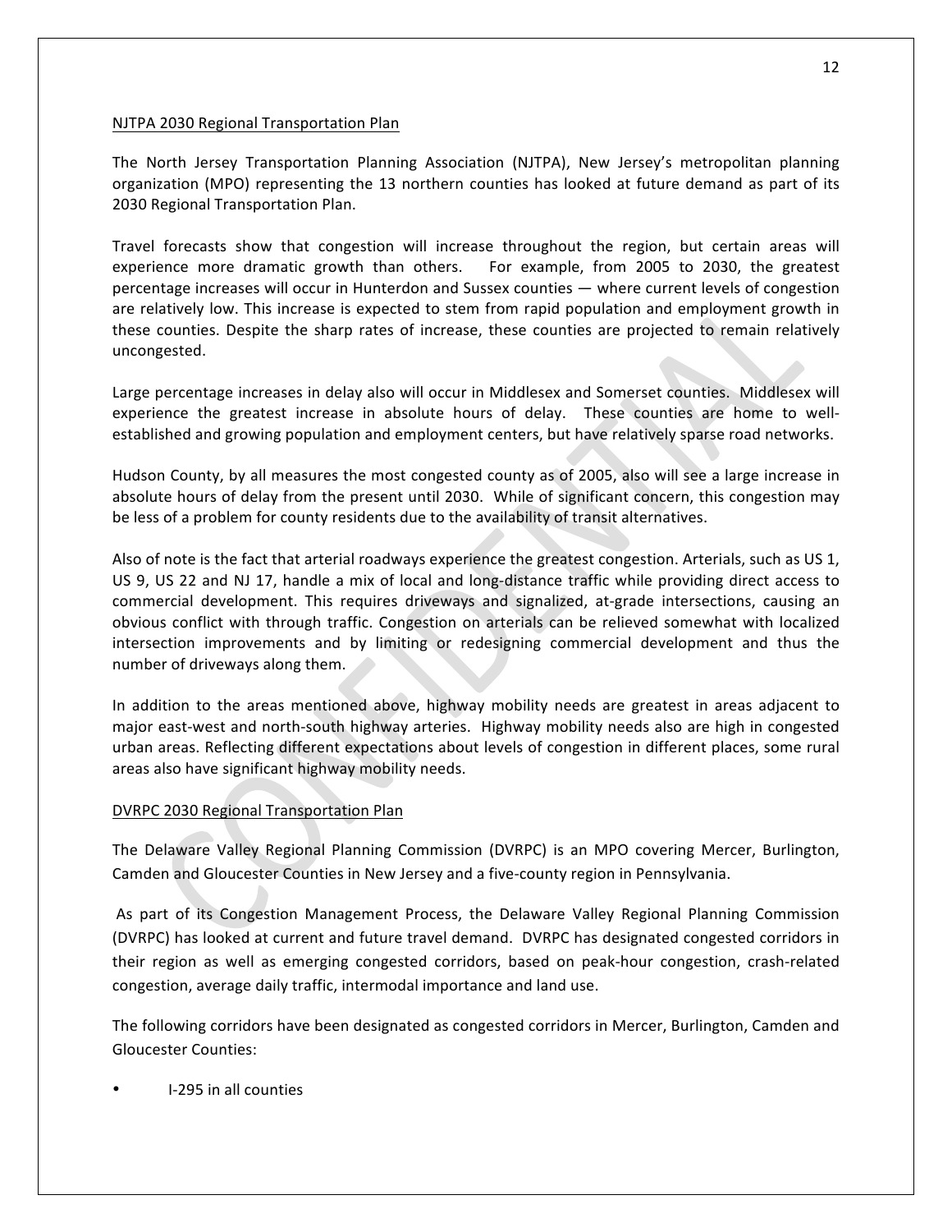NJTPA 2030 Regional Transportation Plan

The North Jersey Transportation Planning Association (NJTPA), New Jersey's metropolitan planning organization (MPO) representing the 13 northern counties has looked at future demand as part of its 2030 Regional Transportation Plan.

Travel forecasts show that congestion will increase throughout the region, but certain areas will experience more dramatic growth than others. For example, from 2005 to 2030, the greatest percentage increases will occur in Hunterdon and Sussex counties — where current levels of congestion are relatively low. This increase is expected to stem from rapid population and employment growth in these counties. Despite the sharp rates of increase, these counties are projected to remain relatively uncongested.

Large percentage increases in delay also will occur in Middlesex and Somerset counties. Middlesex will experience the greatest increase in absolute hours of delay. These counties are home to well-established and growing population and employment centers, but have relatively sparse road networks.

Hudson County, by all measures the most congested county as of 2005, also will see a large increase in absolute hours of delay from the present until 2030. While of significant concern, this congestion may be less of a problem for county residents due to the availability of transit alternatives.

Also of note is the fact that arterial roadways experience the greatest congestion. Arterials, such as US 1, US 9, US 22 and NJ 17, handle a mix of local and long-distance traffic while providing direct access to commercial development. This requires driveways and signalized, at-grade intersections, causing an obvious conflict with through traffic. Congestion on arterials can be relieved somewhat with localized intersection improvements and by limiting or redesigning commercial development and thus the number of driveways along them.

In addition to the areas mentioned above, highway mobility needs are greatest in areas adjacent to major east-west and north-south highway arteries. Highway mobility needs also are high in congested urban areas. Reflecting different expectations about levels of congestion in different places, some rural areas also have significant highway mobility needs.

DVRPC 2030 Regional Transportation Plan

The Delaware Valley Regional Planning Commission (DVRPC) is an MPO covering Mercer, Burlington, Camden and Gloucester Counties in New Jersey and a five-county region in Pennsylvania.

As part of its Congestion Management Process, the Delaware Valley Regional Planning Commission (DVRPC) has looked at current and future travel demand. DVRPC has designated congested corridors in their region as well as emerging congested corridors, based on peak-hour congestion, crash-related congestion, average daily traffic, intermodal importance and land use.

The following corridors have been designated as congested corridors in Mercer, Burlington, Camden and Gloucester Counties:

- I-295 in all counties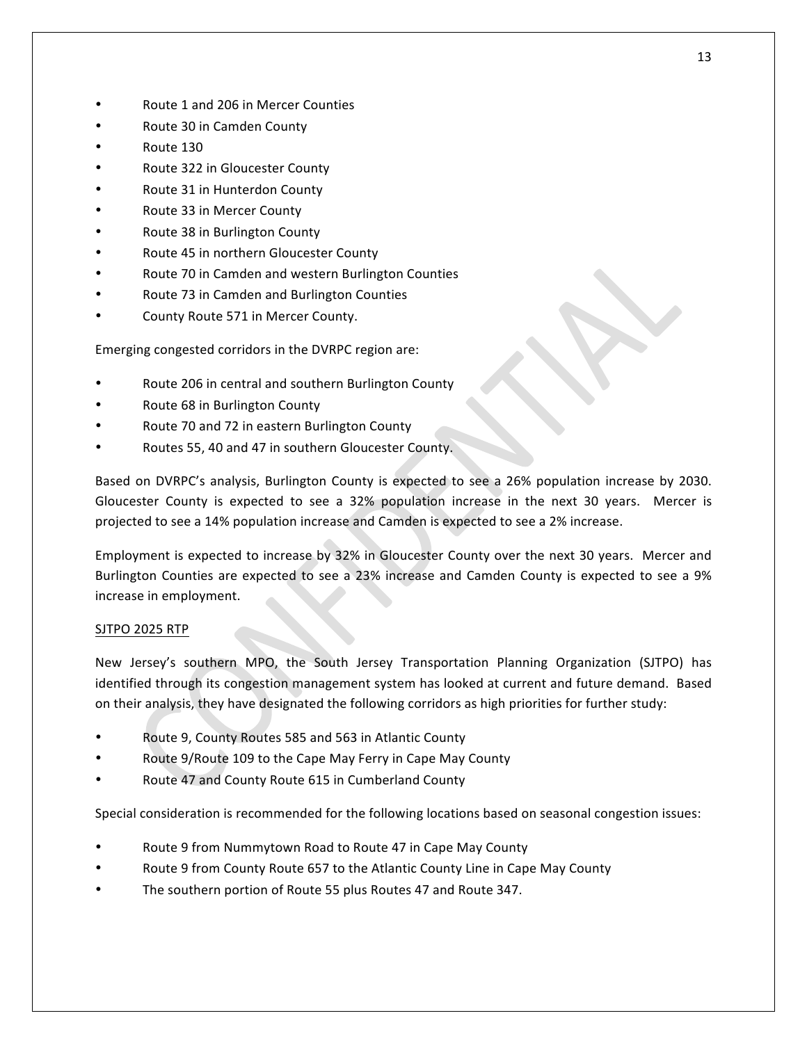- Route 1 and 206 in Mercer Counties
- Route 30 in Camden County
- Route 130
- Route 322 in Gloucester County
- Route 31 in Hunterdon County
- Route 33 in Mercer County
- Route 38 in Burlington County
- Route 45 in northern Gloucester County
- Route 70 in Camden and western Burlington Counties
- Route 73 in Camden and Burlington Counties
- County Route 571 in Mercer County.

Emerging congested corridors in the DVRPC region are:

- Route 206 in central and southern Burlington County
- Route 68 in Burlington County
- Route 70 and 72 in eastern Burlington County
- Routes 55, 40 and 47 in southern Gloucester County.

Based on DVRPC's analysis, Burlington County is expected to see a 26% population increase by 2030. Gloucester County is expected to see a 32% population increase in the next 30 years. Mercer is projected to see a 14% population increase and Camden is expected to see a 2% increase.

Employment is expected to increase by 32% in Gloucester County over the next 30 years. Mercer and Burlington Counties are expected to see a 23% increase and Camden County is expected to see a 9% increase in employment.

<u>SJTPO 2025 RTP</u>

New Jersey's southern MPO, the South Jersey Transportation Planning Organization (SJTPO) has identified through its congestion management system has looked at current and future demand. Based on their analysis, they have designated the following corridors as high priorities for further study:

- Route 9, County Routes 585 and 563 in Atlantic County
- Route 9/Route 109 to the Cape May Ferry in Cape May County
- Route 47 and County Route 615 in Cumberland County

Special consideration is recommended for the following locations based on seasonal congestion issues:

- Route 9 from Nummytown Road to Route 47 in Cape May County
- Route 9 from County Route 657 to the Atlantic County Line in Cape May County
- The southern portion of Route 55 plus Routes 47 and Route 347.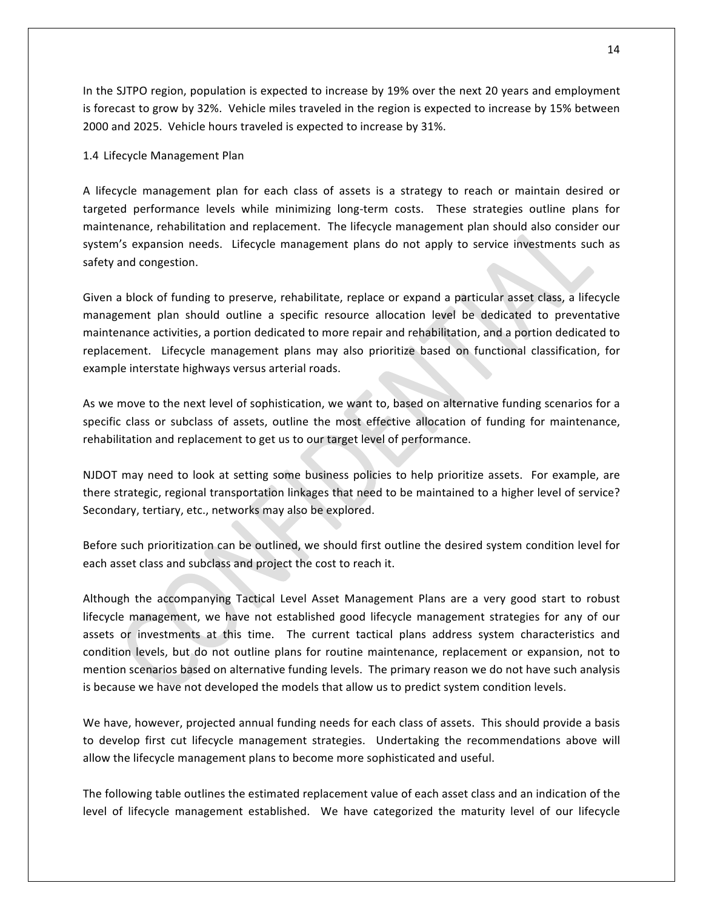In the SJTPO region, population is expected to increase by 19% over the next 20 years and employment is forecast to grow by 32%. Vehicle miles traveled in the region is expected to increase by 15% between 2000 and 2025. Vehicle hours traveled is expected to increase by 31%.

## 1.4 Lifecycle Management Plan

A lifecycle management plan for each class of assets is a strategy to reach or maintain desired or targeted performance levels while minimizing long-term costs. These strategies outline plans for maintenance, rehabilitation and replacement. The lifecycle management plan should also consider our system's expansion needs. Lifecycle management plans do not apply to service investments such as safety and congestion.

Given a block of funding to preserve, rehabilitate, replace or expand a particular asset class, a lifecycle management plan should outline a specific resource allocation level be dedicated to preventative maintenance activities, a portion dedicated to more repair and rehabilitation, and a portion dedicated to replacement. Lifecycle management plans may also prioritize based on functional classification, for example interstate highways versus arterial roads.

As we move to the next level of sophistication, we want to, based on alternative funding scenarios for a specific class or subclass of assets, outline the most effective allocation of funding for maintenance, rehabilitation and replacement to get us to our target level of performance.

NJDOT may need to look at setting some business policies to help prioritize assets. For example, are there strategic, regional transportation linkages that need to be maintained to a higher level of service? Secondary, tertiary, etc., networks may also be explored.

Before such prioritization can be outlined, we should first outline the desired system condition level for each asset class and subclass and project the cost to reach it.

Although the accompanying Tactical Level Asset Management Plans are a very good start to robust lifecycle management, we have not established good lifecycle management strategies for any of our assets or investments at this time. The current tactical plans address system characteristics and condition levels, but do not outline plans for routine maintenance, replacement or expansion, not to mention scenarios based on alternative funding levels. The primary reason we do not have such analysis is because we have not developed the models that allow us to predict system condition levels.

We have, however, projected annual funding needs for each class of assets. This should provide a basis to develop first cut lifecycle management strategies. Undertaking the recommendations above will allow the lifecycle management plans to become more sophisticated and useful.

The following table outlines the estimated replacement value of each asset class and an indication of the level of lifecycle management established. We have categorized the maturity level of our lifecycle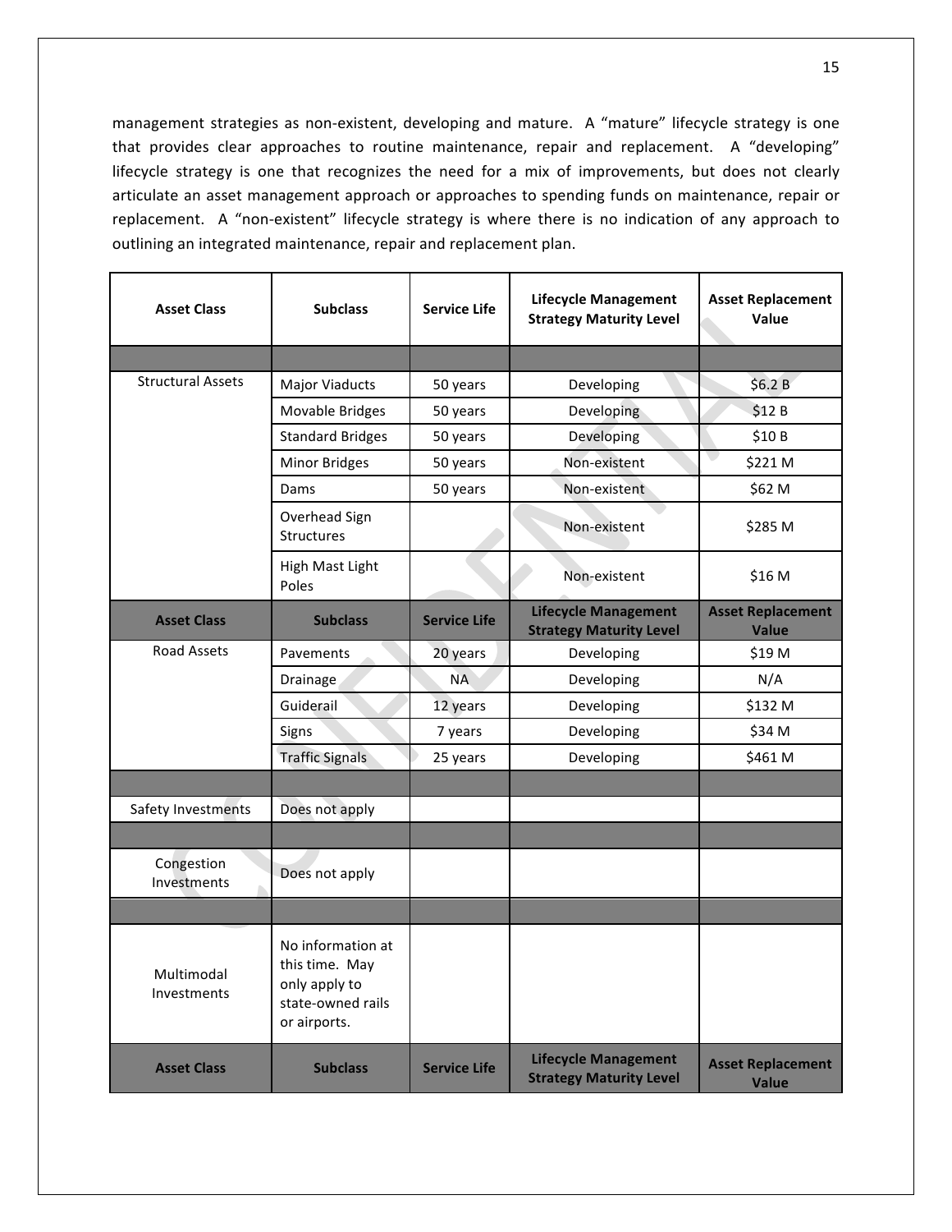management strategies as non-existent, developing and mature. A "mature" lifecycle strategy is one that provides clear approaches to routine maintenance, repair and replacement. A "developing" lifecycle strategy is one that recognizes the need for a mix of improvements, but does not clearly articulate an asset management approach or approaches to spending funds on maintenance, repair or replacement. A "non-existent" lifecycle strategy is where there is no indication of any approach to outlining an integrated maintenance, repair and replacement plan.

| Asset Class | Subclass | Service Life | Lifecycle Management Strategy Maturity Level | Asset Replacement Value |
|---|---|---|---|---|
| | | | | |
| Structural Assets | Major Viaducts | 50 years | Developing | $6.2 B |
| | Movable Bridges | 50 years | Developing | $12 B |
| | Standard Bridges | 50 years | Developing | $10 B |
| | Minor Bridges | 50 years | Non-existent | $221 M |
| | Dams | 50 years | Non-existent | $62 M |
| | Overhead Sign Structures | | Non-existent | $285 M |
| | High Mast Light Poles | | Non-existent | $16 M |
| **Asset Class** | **Subclass** | **Service Life** | **Lifecycle Management Strategy Maturity Level** | **Asset Replacement Value** |
| Road Assets | Pavements | 20 years | Developing | $19 M |
| | Drainage | NA | Developing | N/A |
| | Guiderail | 12 years | Developing | $132 M |
| | Signs | 7 years | Developing | $34 M |
| | Traffic Signals | 25 years | Developing | $461 M |
| | | | | |
| Safety Investments | Does not apply | | | |
| | | | | |
| Congestion Investments | Does not apply | | | |
| | | | | |
| Multimodal Investments | No information at this time. May only apply to state-owned rails or airports. | | | |
| **Asset Class** | **Subclass** | **Service Life** | **Lifecycle Management Strategy Maturity Level** | **Asset Replacement Value** |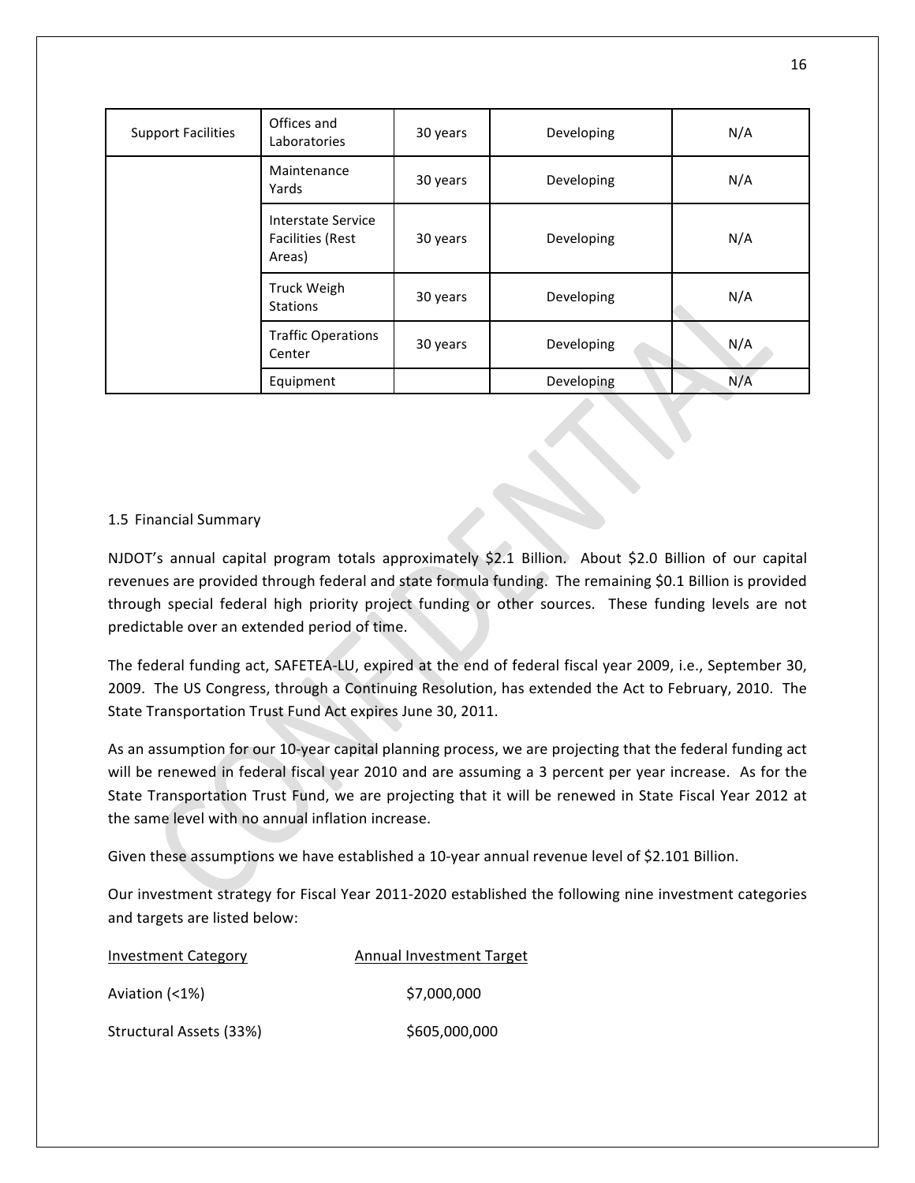| Support Facilities | Offices and Laboratories | 30 years | Developing | N/A |
|---|---|---|---|---|
| | Maintenance Yards | 30 years | Developing | N/A |
| | Interstate Service Facilities (Rest Areas) | 30 years | Developing | N/A |
| | Truck Weigh Stations | 30 years | Developing | N/A |
| | Traffic Operations Center | 30 years | Developing | N/A |
| | Equipment | | Developing | N/A |

### 1.5 Financial Summary

NJDOT's annual capital program totals approximately $2.1 Billion. About $2.0 Billion of our capital revenues are provided through federal and state formula funding. The remaining $0.1 Billion is provided through special federal high priority project funding or other sources. These funding levels are not predictable over an extended period of time.

The federal funding act, SAFETEA-LU, expired at the end of federal fiscal year 2009, i.e., September 30, 2009. The US Congress, through a Continuing Resolution, has extended the Act to February, 2010. The State Transportation Trust Fund Act expires June 30, 2011.

As an assumption for our 10-year capital planning process, we are projecting that the federal funding act will be renewed in federal fiscal year 2010 and are assuming a 3 percent per year increase. As for the State Transportation Trust Fund, we are projecting that it will be renewed in State Fiscal Year 2012 at the same level with no annual inflation increase.

Given these assumptions we have established a 10-year annual revenue level of $2.101 Billion.

Our investment strategy for Fiscal Year 2011-2020 established the following nine investment categories and targets are listed below:

| Investment Category | Annual Investment Target |
|---|---|
| Aviation (<1%) | $7,000,000 |
| Structural Assets (33%) | $605,000,000 |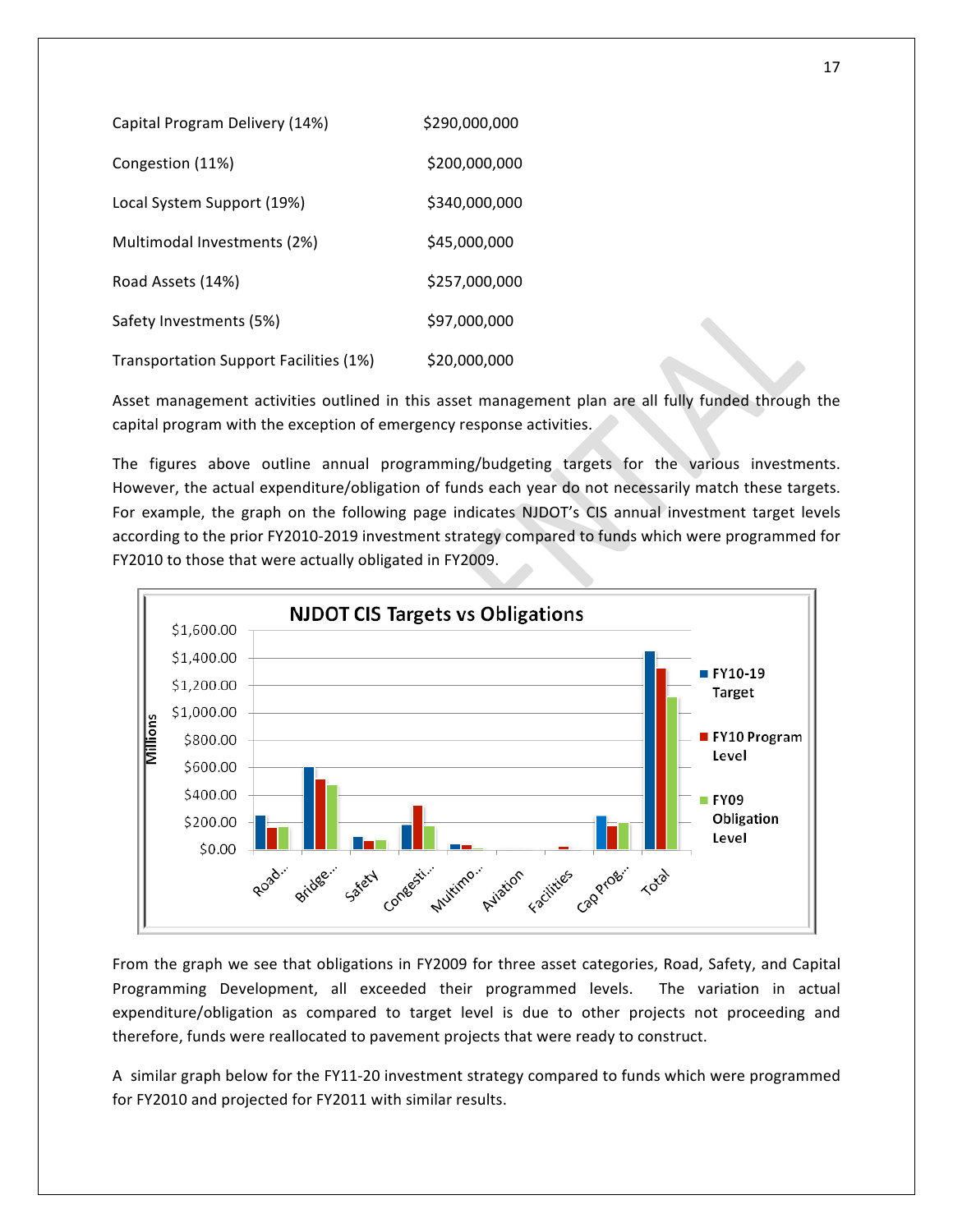| | |
|---|---|
| Capital Program Delivery (14%) | $290,000,000 |
| Congestion (11%) | $200,000,000 |
| Local System Support (19%) | $340,000,000 |
| Multimodal Investments (2%) | $45,000,000 |
| Road Assets (14%) | $257,000,000 |
| Safety Investments (5%) | $97,000,000 |
| Transportation Support Facilities (1%) | $20,000,000 |

Asset management activities outlined in this asset management plan are all fully funded through the capital program with the exception of emergency response activities.

The figures above outline annual programming/budgeting targets for the various investments. However, the actual expenditure/obligation of funds each year do not necessarily match these targets. For example, the graph on the following page indicates NJDOT's CIS annual investment target levels according to the prior FY2010-2019 investment strategy compared to funds which were programmed for FY2010 to those that were actually obligated in FY2009.

From the graph we see that obligations in FY2009 for three asset categories, Road, Safety, and Capital Programming Development, all exceeded their programmed levels. The variation in actual expenditure/obligation as compared to target level is due to other projects not proceeding and therefore, funds were reallocated to pavement projects that were ready to construct.

A similar graph below for the FY11-20 investment strategy compared to funds which were programmed for FY2010 and projected for FY2011 with similar results.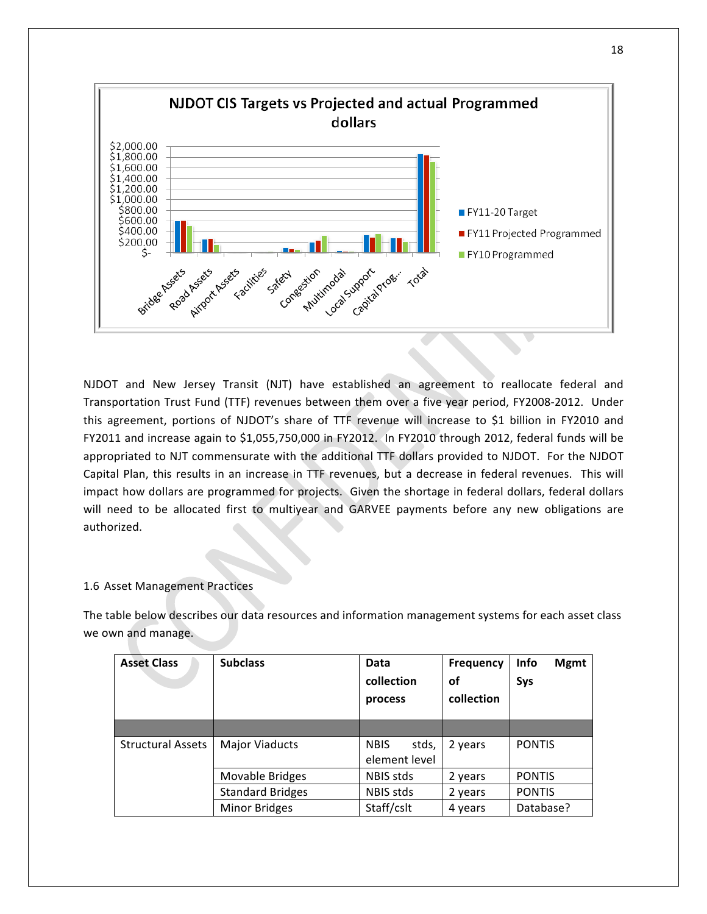NJDOT and New Jersey Transit (NJT) have established an agreement to reallocate federal and Transportation Trust Fund (TTF) revenues between them over a five year period, FY2008-2012. Under this agreement, portions of NJDOT's share of TTF revenue will increase to $1 billion in FY2010 and FY2011 and increase again to $1,055,750,000 in FY2012. In FY2010 through 2012, federal funds will be appropriated to NJT commensurate with the additional TTF dollars provided to NJDOT. For the NJDOT Capital Plan, this results in an increase in TTF revenues, but a decrease in federal revenues. This will impact how dollars are programmed for projects. Given the shortage in federal dollars, federal dollars will need to be allocated first to multiyear and GARVEE payments before any new obligations are authorized.

## 1.6 Asset Management Practices

The table below describes our data resources and information management systems for each asset class we own and manage.

| Asset Class | Subclass | Data collection process | Frequency of collection | Info Mgmt Sys |
|---|---|---|---|---|
| | | | | |
| Structural Assets | Major Viaducts | NBIS stds, element level | 2 years | PONTIS |
| | Movable Bridges | NBIS stds | 2 years | PONTIS |
| | Standard Bridges | NBIS stds | 2 years | PONTIS |
| | Minor Bridges | Staff/cslt | 4 years | Database? |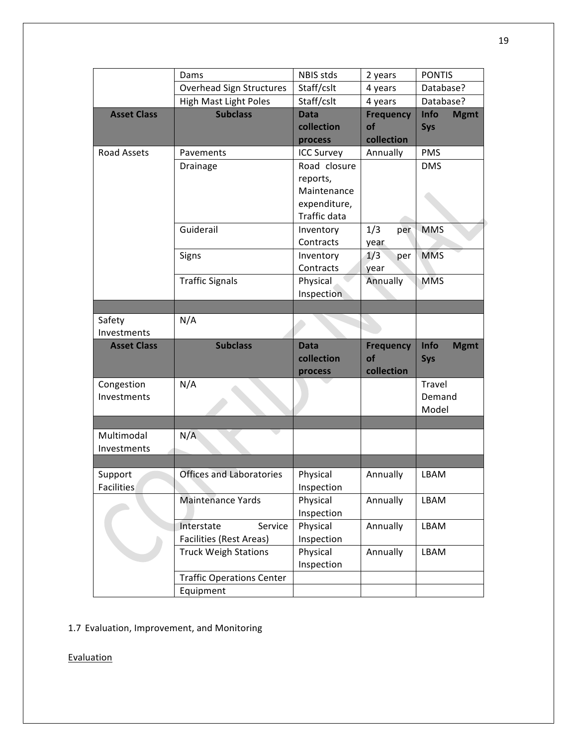| | Dams | NBIS stds | 2 years | PONTIS |
|---|---|---|---|---|
| | Overhead Sign Structures | Staff/cslt | 4 years | Database? |
| | High Mast Light Poles | Staff/cslt | 4 years | Database? |
| **Asset Class** | **Subclass** | **Data collection process** | **Frequency of collection** | **Info Mgmt Sys** |
| Road Assets | Pavements | ICC Survey | Annually | PMS |
| | Drainage | Road closure reports, Maintenance expenditure, Traffic data | | DMS |
| | Guiderail | Inventory Contracts | 1/3 per year | MMS |
| | Signs | Inventory Contracts | 1/3 per year | MMS |
| | Traffic Signals | Physical Inspection | Annually | MMS |
| | | | | |
| Safety Investments | N/A | | | |
| **Asset Class** | **Subclass** | **Data collection process** | **Frequency of collection** | **Info Mgmt Sys** |
| Congestion Investments | N/A | | | Travel Demand Model |
| | | | | |
| Multimodal Investments | N/A | | | |
| | | | | |
| Support Facilities | Offices and Laboratories | Physical Inspection | Annually | LBAM |
| | Maintenance Yards | Physical Inspection | Annually | LBAM |
| | Interstate Service Facilities (Rest Areas) | Physical Inspection | Annually | LBAM |
| | Truck Weigh Stations | Physical Inspection | Annually | LBAM |
| | Traffic Operations Center | | | |
| | Equipment | | | |

1.7 Evaluation, Improvement, and Monitoring

<u>Evaluation</u>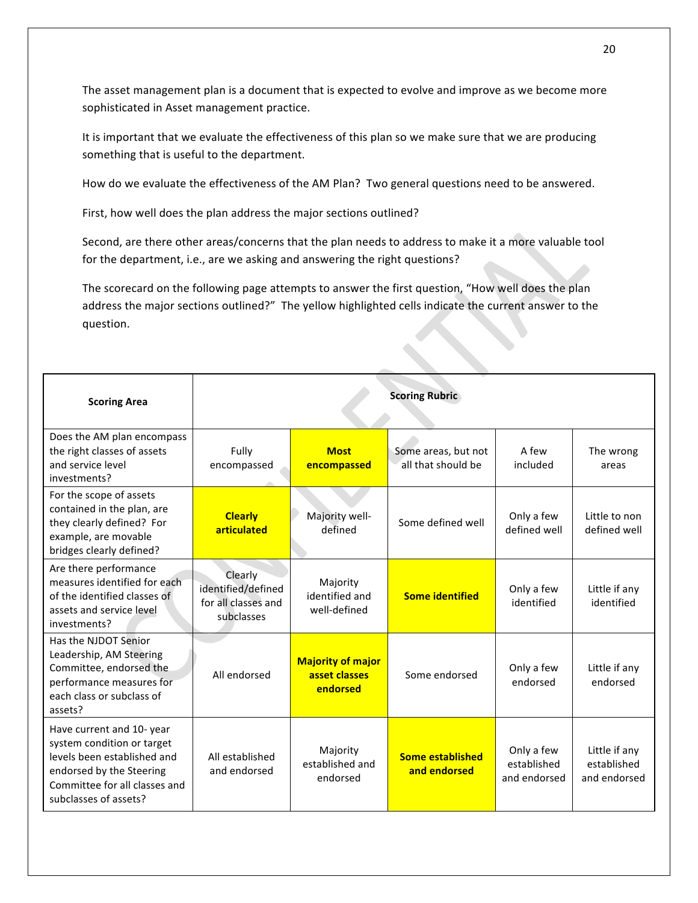The asset management plan is a document that is expected to evolve and improve as we become more sophisticated in Asset management practice.

It is important that we evaluate the effectiveness of this plan so we make sure that we are producing something that is useful to the department.

How do we evaluate the effectiveness of the AM Plan? Two general questions need to be answered.

First, how well does the plan address the major sections outlined?

Second, are there other areas/concerns that the plan needs to address to make it a more valuable tool for the department, i.e., are we asking and answering the right questions?

The scorecard on the following page attempts to answer the first question, "How well does the plan address the major sections outlined?" The yellow highlighted cells indicate the current answer to the question.

| **Scoring Area** | **Scoring Rubric** | | | | |
|---|---|---|---|---|---|
| Does the AM plan encompass the right classes of assets and service level investments? | Fully encompassed | **Most encompassed** | Some areas, but not all that should be | A few included | The wrong areas |
| For the scope of assets contained in the plan, are they clearly defined? For example, are movable bridges clearly defined? | **Clearly articulated** | Majority well-defined | Some defined well | Only a few defined well | Little to non defined well |
| Are there performance measures identified for each of the identified classes of assets and service level investments? | Clearly identified/defined for all classes and subclasses | Majority identified and well-defined | **Some identified** | Only a few identified | Little if any identified |
| Has the NJDOT Senior Leadership, AM Steering Committee, endorsed the performance measures for each class or subclass of assets? | All endorsed | **Majority of major asset classes endorsed** | Some endorsed | Only a few endorsed | Little if any endorsed |
| Have current and 10- year system condition or target levels been established and endorsed by the Steering Committee for all classes and subclasses of assets? | All established and endorsed | Majority established and endorsed | **Some established and endorsed** | Only a few established and endorsed | Little if any established and endorsed |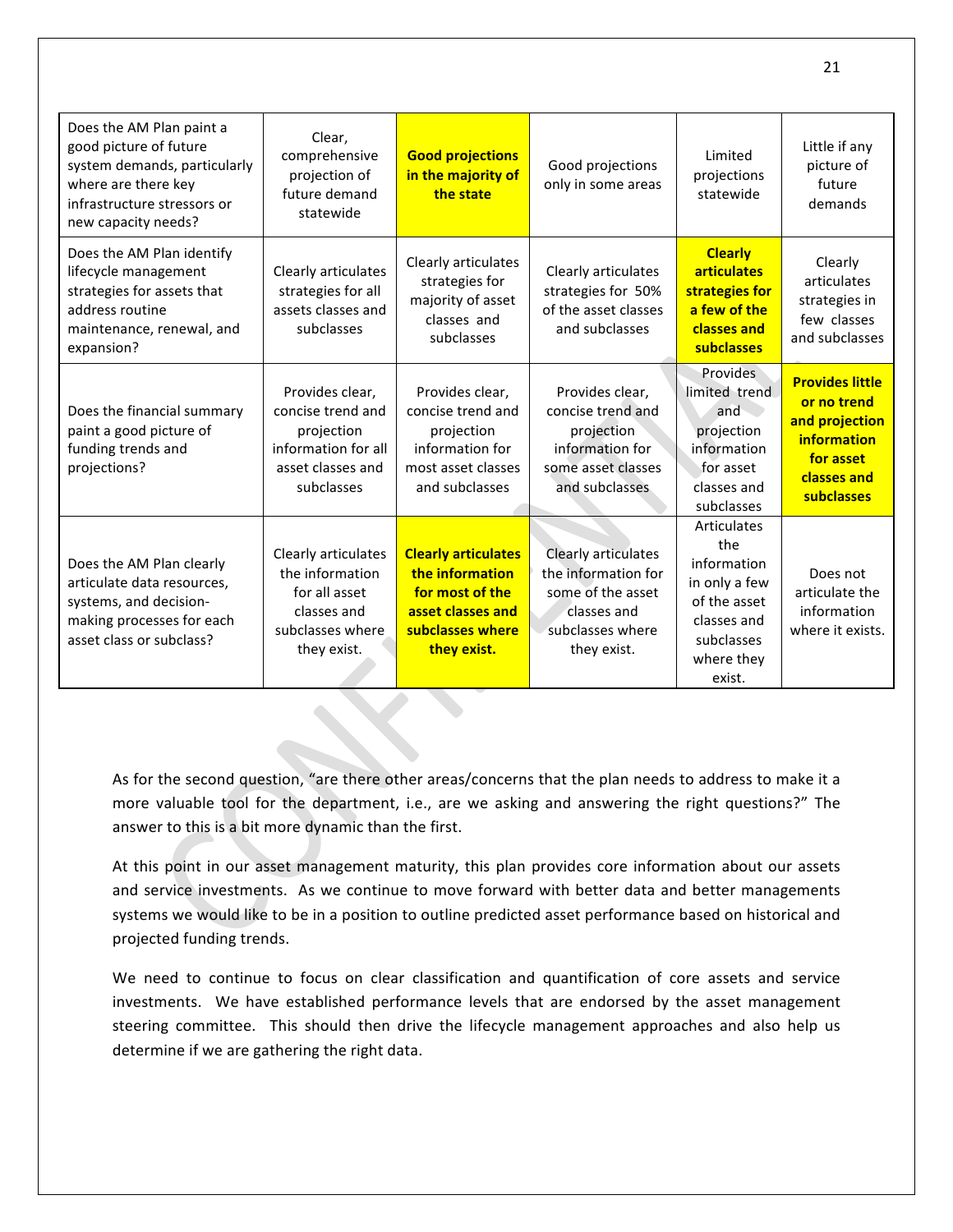| Does the AM Plan paint a good picture of future system demands, particularly where are there key infrastructure stressors or new capacity needs? | Clear, comprehensive projection of future demand statewide | **Good projections in the majority of the state** | Good projections only in some areas | Limited projections statewide | Little if any picture of future demands |
|---|---|---|---|---|---|
| Does the AM Plan identify lifecycle management strategies for assets that address routine maintenance, renewal, and expansion? | Clearly articulates strategies for all assets classes and subclasses | Clearly articulates strategies for majority of asset classes and subclasses | Clearly articulates strategies for 50% of the asset classes and subclasses | **Clearly articulates strategies for a few of the classes and subclasses** | Clearly articulates strategies in few classes and subclasses |
| Does the financial summary paint a good picture of funding trends and projections? | Provides clear, concise trend and projection information for all asset classes and subclasses | Provides clear, concise trend and projection information for most asset classes and subclasses | Provides clear, concise trend and projection information for some asset classes and subclasses | Provides limited trend and projection information for asset classes and subclasses | **Provides little or no trend and projection information for asset classes and subclasses** |
| Does the AM Plan clearly articulate data resources, systems, and decision-making processes for each asset class or subclass? | Clearly articulates the information for all asset classes and subclasses where they exist. | **Clearly articulates the information for most of the asset classes and subclasses where they exist.** | Clearly articulates the information for some of the asset classes and subclasses where they exist. | Articulates the information in only a few of the asset classes and subclasses where they exist. | Does not articulate the information where it exists. |

As for the second question, "are there other areas/concerns that the plan needs to address to make it a more valuable tool for the department, i.e., are we asking and answering the right questions?" The answer to this is a bit more dynamic than the first.

At this point in our asset management maturity, this plan provides core information about our assets and service investments. As we continue to move forward with better data and better managements systems we would like to be in a position to outline predicted asset performance based on historical and projected funding trends.

We need to continue to focus on clear classification and quantification of core assets and service investments. We have established performance levels that are endorsed by the asset management steering committee. This should then drive the lifecycle management approaches and also help us determine if we are gathering the right data.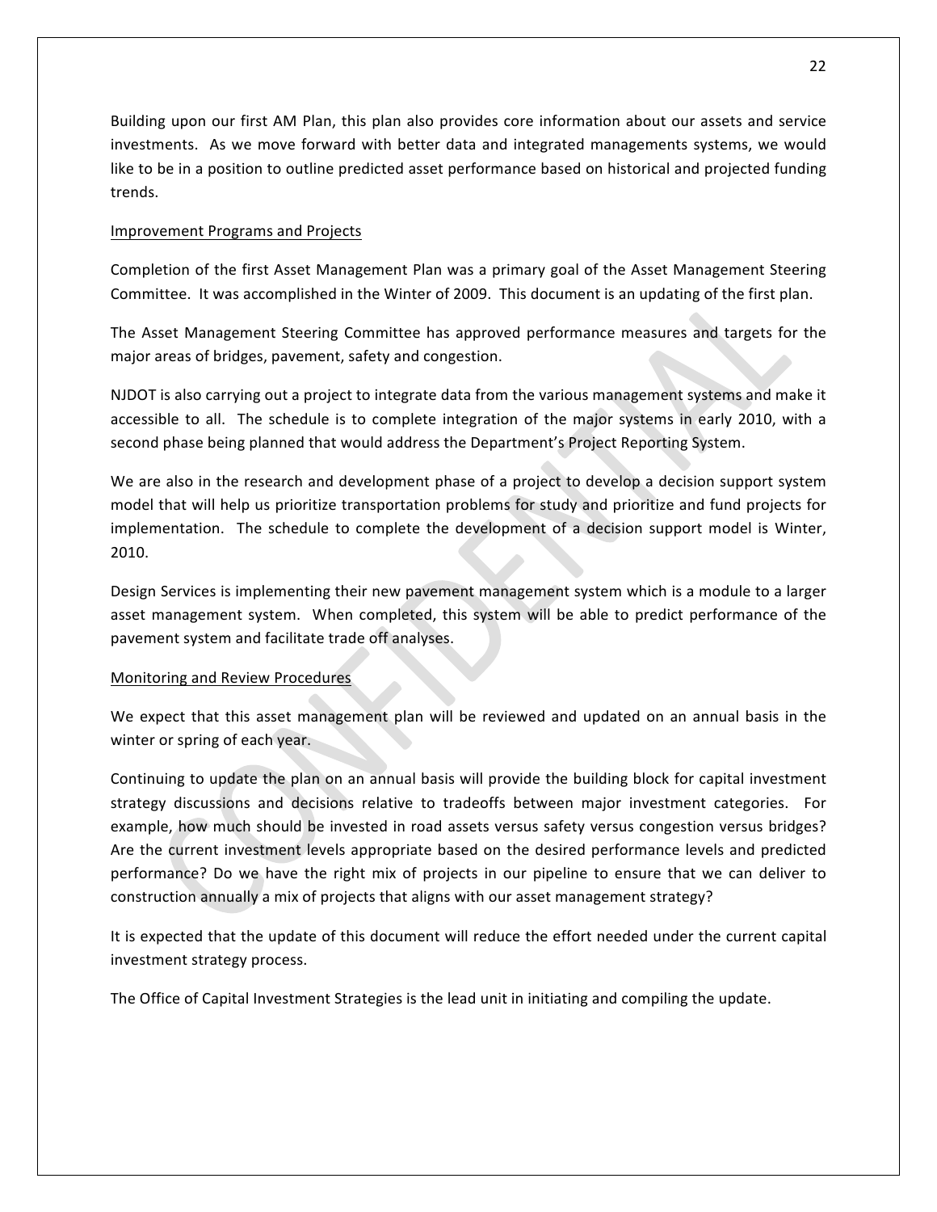Building upon our first AM Plan, this plan also provides core information about our assets and service investments. As we move forward with better data and integrated managements systems, we would like to be in a position to outline predicted asset performance based on historical and projected funding trends.

Improvement Programs and Projects

Completion of the first Asset Management Plan was a primary goal of the Asset Management Steering Committee. It was accomplished in the Winter of 2009. This document is an updating of the first plan.

The Asset Management Steering Committee has approved performance measures and targets for the major areas of bridges, pavement, safety and congestion.

NJDOT is also carrying out a project to integrate data from the various management systems and make it accessible to all. The schedule is to complete integration of the major systems in early 2010, with a second phase being planned that would address the Department's Project Reporting System.

We are also in the research and development phase of a project to develop a decision support system model that will help us prioritize transportation problems for study and prioritize and fund projects for implementation. The schedule to complete the development of a decision support model is Winter, 2010.

Design Services is implementing their new pavement management system which is a module to a larger asset management system. When completed, this system will be able to predict performance of the pavement system and facilitate trade off analyses.

Monitoring and Review Procedures

We expect that this asset management plan will be reviewed and updated on an annual basis in the winter or spring of each year.

Continuing to update the plan on an annual basis will provide the building block for capital investment strategy discussions and decisions relative to tradeoffs between major investment categories. For example, how much should be invested in road assets versus safety versus congestion versus bridges? Are the current investment levels appropriate based on the desired performance levels and predicted performance? Do we have the right mix of projects in our pipeline to ensure that we can deliver to construction annually a mix of projects that aligns with our asset management strategy?

It is expected that the update of this document will reduce the effort needed under the current capital investment strategy process.

The Office of Capital Investment Strategies is the lead unit in initiating and compiling the update.